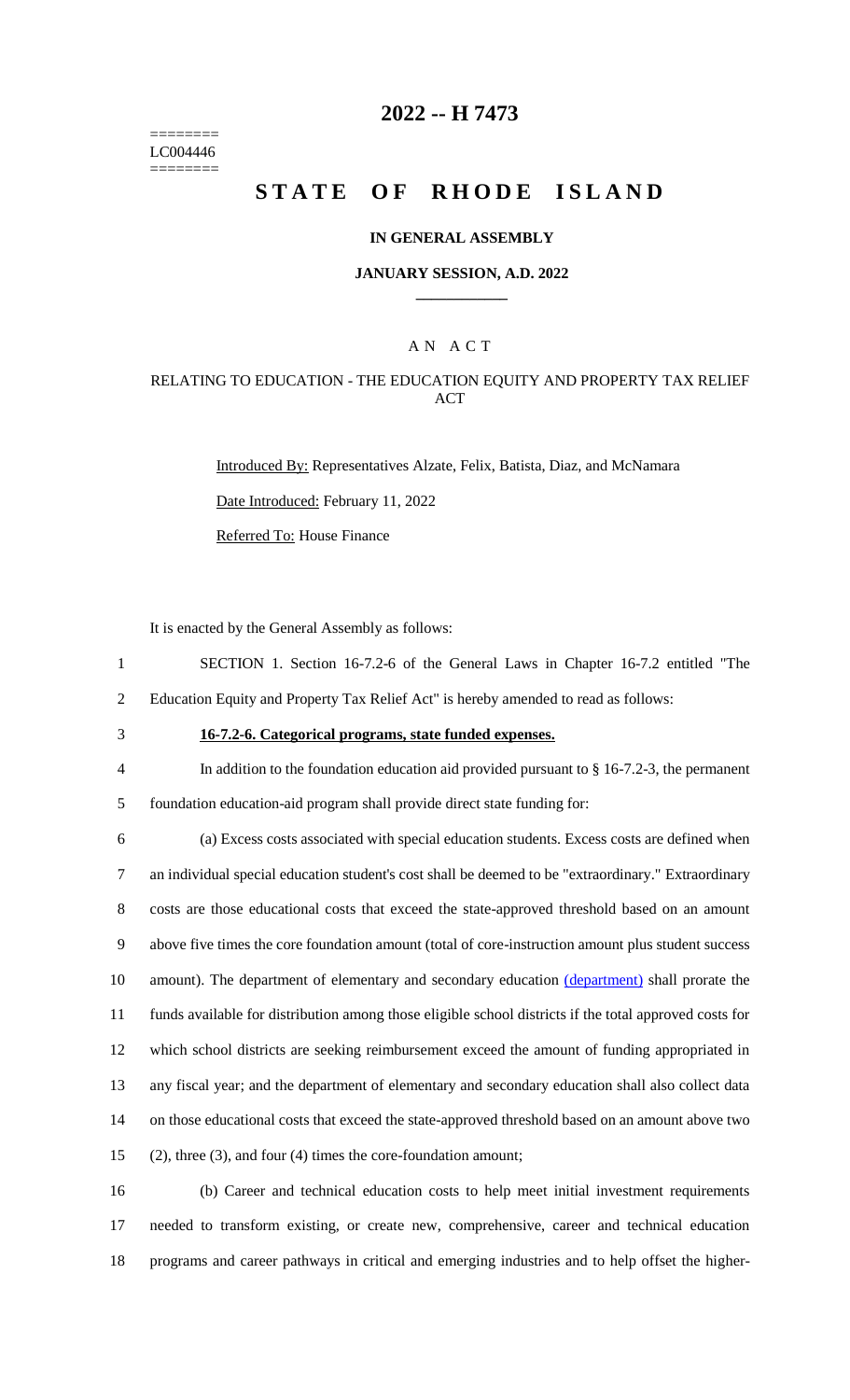========
LC004446
========

# 2022 -- H 7473

# STATE OF RHODE ISLAND

### IN GENERAL ASSEMBLY

### JANUARY SESSION, A.D. 2022

## A N A C T

### RELATING TO EDUCATION - THE EDUCATION EQUITY AND PROPERTY TAX RELIEF ACT

Introduced By: Representatives Alzate, Felix, Batista, Diaz, and McNamara

Date Introduced: February 11, 2022

Referred To: House Finance

It is enacted by the General Assembly as follows:

1 SECTION 1. Section 16-7.2-6 of the General Laws in Chapter 16-7.2 entitled "The
2 Education Equity and Property Tax Relief Act" is hereby amended to read as follows:

3 **16-7.2-6. Categorical programs, state funded expenses.**

4 In addition to the foundation education aid provided pursuant to § 16-7.2-3, the permanent
5 foundation education-aid program shall provide direct state funding for:

6 (a) Excess costs associated with special education students. Excess costs are defined when
7 an individual special education student's cost shall be deemed to be "extraordinary." Extraordinary
8 costs are those educational costs that exceed the state-approved threshold based on an amount
9 above five times the core foundation amount (total of core-instruction amount plus student success
10 amount). The department of elementary and secondary education (department) shall prorate the
11 funds available for distribution among those eligible school districts if the total approved costs for
12 which school districts are seeking reimbursement exceed the amount of funding appropriated in
13 any fiscal year; and the department of elementary and secondary education shall also collect data
14 on those educational costs that exceed the state-approved threshold based on an amount above two
15 (2), three (3), and four (4) times the core-foundation amount;

16 (b) Career and technical education costs to help meet initial investment requirements
17 needed to transform existing, or create new, comprehensive, career and technical education
18 programs and career pathways in critical and emerging industries and to help offset the higher-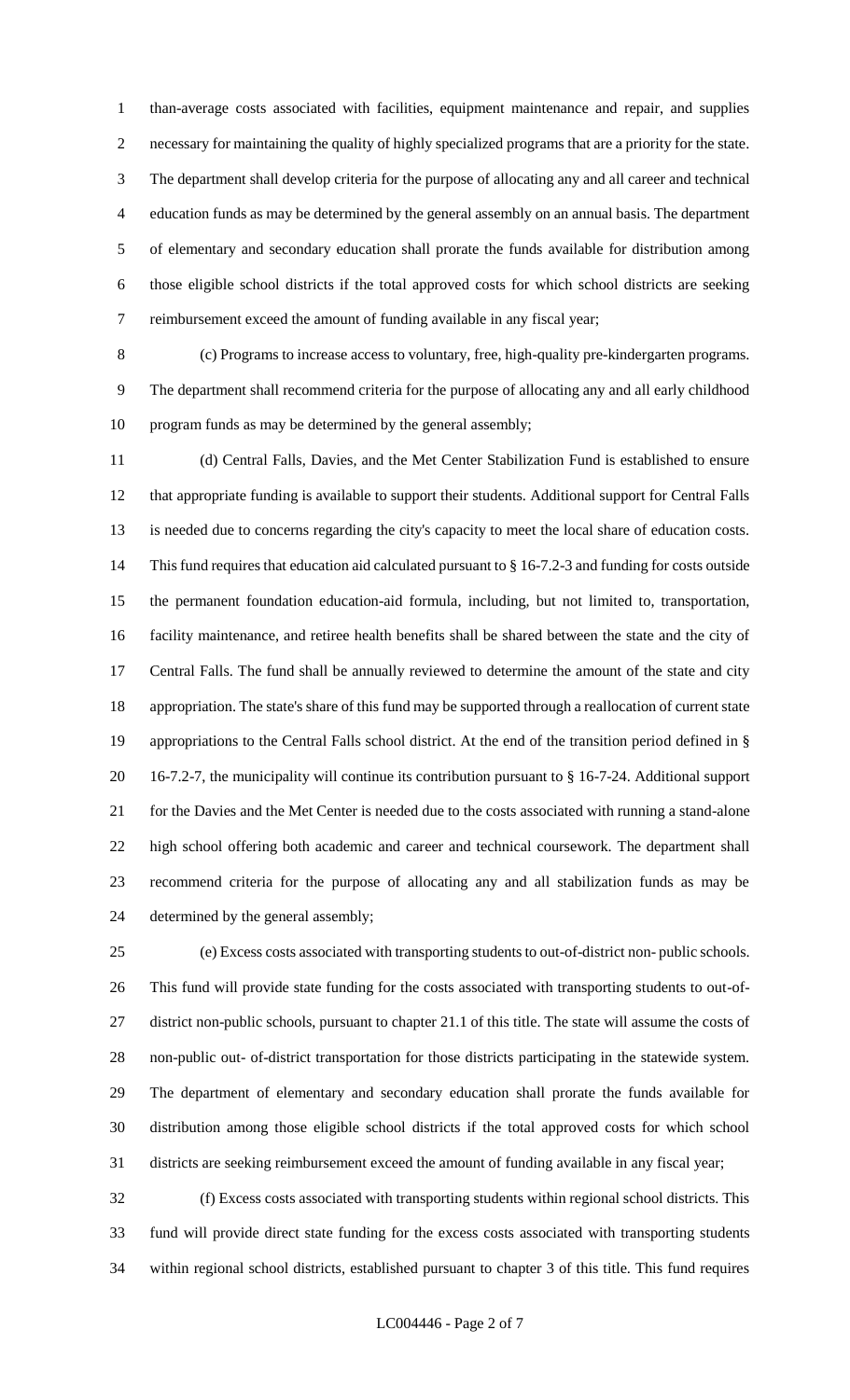than-average costs associated with facilities, equipment maintenance and repair, and supplies necessary for maintaining the quality of highly specialized programs that are a priority for the state. The department shall develop criteria for the purpose of allocating any and all career and technical education funds as may be determined by the general assembly on an annual basis. The department of elementary and secondary education shall prorate the funds available for distribution among those eligible school districts if the total approved costs for which school districts are seeking reimbursement exceed the amount of funding available in any fiscal year;

(c) Programs to increase access to voluntary, free, high-quality pre-kindergarten programs. The department shall recommend criteria for the purpose of allocating any and all early childhood program funds as may be determined by the general assembly;

(d) Central Falls, Davies, and the Met Center Stabilization Fund is established to ensure that appropriate funding is available to support their students. Additional support for Central Falls is needed due to concerns regarding the city's capacity to meet the local share of education costs. This fund requires that education aid calculated pursuant to § 16-7.2-3 and funding for costs outside the permanent foundation education-aid formula, including, but not limited to, transportation, facility maintenance, and retiree health benefits shall be shared between the state and the city of Central Falls. The fund shall be annually reviewed to determine the amount of the state and city appropriation. The state's share of this fund may be supported through a reallocation of current state appropriations to the Central Falls school district. At the end of the transition period defined in § 16-7.2-7, the municipality will continue its contribution pursuant to § 16-7-24. Additional support for the Davies and the Met Center is needed due to the costs associated with running a stand-alone high school offering both academic and career and technical coursework. The department shall recommend criteria for the purpose of allocating any and all stabilization funds as may be determined by the general assembly;

(e) Excess costs associated with transporting students to out-of-district non- public schools. This fund will provide state funding for the costs associated with transporting students to out-of-district non-public schools, pursuant to chapter 21.1 of this title. The state will assume the costs of non-public out- of-district transportation for those districts participating in the statewide system. The department of elementary and secondary education shall prorate the funds available for distribution among those eligible school districts if the total approved costs for which school districts are seeking reimbursement exceed the amount of funding available in any fiscal year;

(f) Excess costs associated with transporting students within regional school districts. This fund will provide direct state funding for the excess costs associated with transporting students within regional school districts, established pursuant to chapter 3 of this title. This fund requires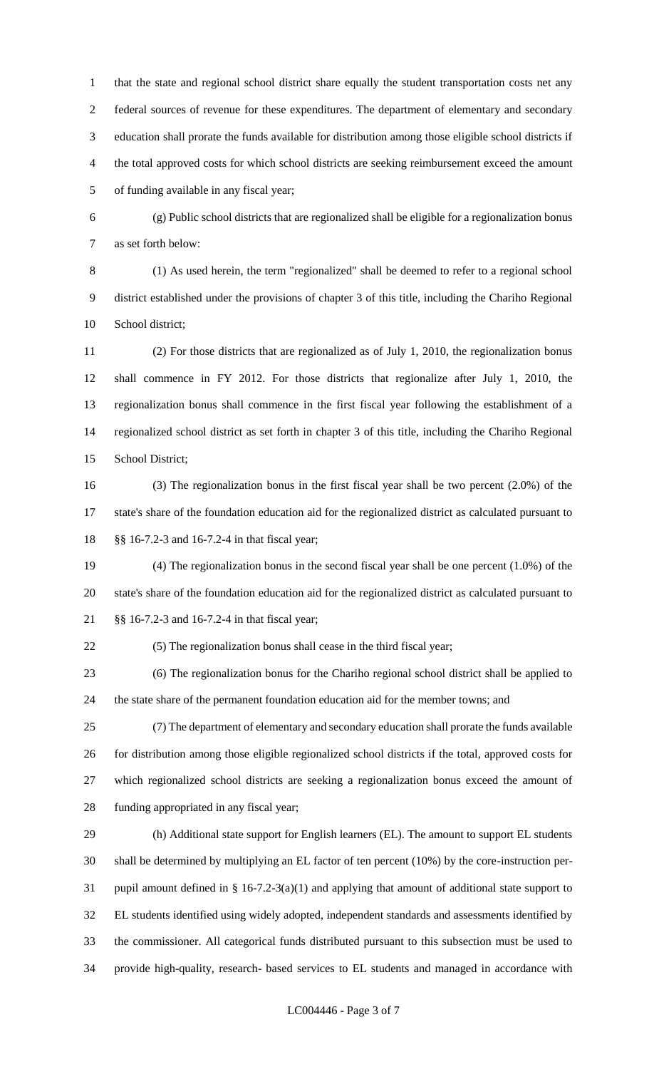that the state and regional school district share equally the student transportation costs net any federal sources of revenue for these expenditures. The department of elementary and secondary education shall prorate the funds available for distribution among those eligible school districts if the total approved costs for which school districts are seeking reimbursement exceed the amount of funding available in any fiscal year;

(g) Public school districts that are regionalized shall be eligible for a regionalization bonus as set forth below:

(1) As used herein, the term "regionalized" shall be deemed to refer to a regional school district established under the provisions of chapter 3 of this title, including the Chariho Regional School district;

(2) For those districts that are regionalized as of July 1, 2010, the regionalization bonus shall commence in FY 2012. For those districts that regionalize after July 1, 2010, the regionalization bonus shall commence in the first fiscal year following the establishment of a regionalized school district as set forth in chapter 3 of this title, including the Chariho Regional School District;

(3) The regionalization bonus in the first fiscal year shall be two percent (2.0%) of the state's share of the foundation education aid for the regionalized district as calculated pursuant to §§ 16-7.2-3 and 16-7.2-4 in that fiscal year;

(4) The regionalization bonus in the second fiscal year shall be one percent (1.0%) of the state's share of the foundation education aid for the regionalized district as calculated pursuant to §§ 16-7.2-3 and 16-7.2-4 in that fiscal year;

(5) The regionalization bonus shall cease in the third fiscal year;

(6) The regionalization bonus for the Chariho regional school district shall be applied to the state share of the permanent foundation education aid for the member towns; and

(7) The department of elementary and secondary education shall prorate the funds available for distribution among those eligible regionalized school districts if the total, approved costs for which regionalized school districts are seeking a regionalization bonus exceed the amount of funding appropriated in any fiscal year;

(h) Additional state support for English learners (EL). The amount to support EL students shall be determined by multiplying an EL factor of ten percent (10%) by the core-instruction per-pupil amount defined in § 16-7.2-3(a)(1) and applying that amount of additional state support to EL students identified using widely adopted, independent standards and assessments identified by the commissioner. All categorical funds distributed pursuant to this subsection must be used to provide high-quality, research- based services to EL students and managed in accordance with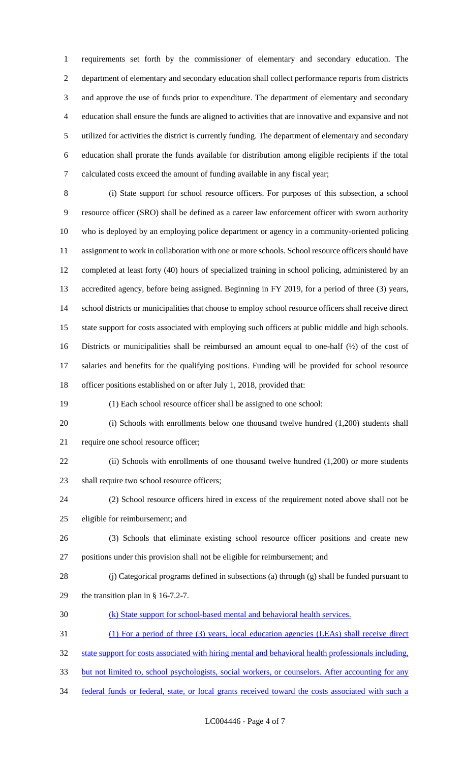requirements set forth by the commissioner of elementary and secondary education. The department of elementary and secondary education shall collect performance reports from districts and approve the use of funds prior to expenditure. The department of elementary and secondary education shall ensure the funds are aligned to activities that are innovative and expansive and not utilized for activities the district is currently funding. The department of elementary and secondary education shall prorate the funds available for distribution among eligible recipients if the total calculated costs exceed the amount of funding available in any fiscal year;

(i) State support for school resource officers. For purposes of this subsection, a school resource officer (SRO) shall be defined as a career law enforcement officer with sworn authority who is deployed by an employing police department or agency in a community-oriented policing assignment to work in collaboration with one or more schools. School resource officers should have completed at least forty (40) hours of specialized training in school policing, administered by an accredited agency, before being assigned. Beginning in FY 2019, for a period of three (3) years, school districts or municipalities that choose to employ school resource officers shall receive direct state support for costs associated with employing such officers at public middle and high schools. Districts or municipalities shall be reimbursed an amount equal to one-half (½) of the cost of salaries and benefits for the qualifying positions. Funding will be provided for school resource officer positions established on or after July 1, 2018, provided that:

(1) Each school resource officer shall be assigned to one school:

(i) Schools with enrollments below one thousand twelve hundred (1,200) students shall require one school resource officer;

(ii) Schools with enrollments of one thousand twelve hundred (1,200) or more students shall require two school resource officers;

(2) School resource officers hired in excess of the requirement noted above shall not be eligible for reimbursement; and

(3) Schools that eliminate existing school resource officer positions and create new positions under this provision shall not be eligible for reimbursement; and

(j) Categorical programs defined in subsections (a) through (g) shall be funded pursuant to the transition plan in § 16-7.2-7.

(k) State support for school-based mental and behavioral health services.

(1) For a period of three (3) years, local education agencies (LEAs) shall receive direct state support for costs associated with hiring mental and behavioral health professionals including, but not limited to, school psychologists, social workers, or counselors. After accounting for any federal funds or federal, state, or local grants received toward the costs associated with such a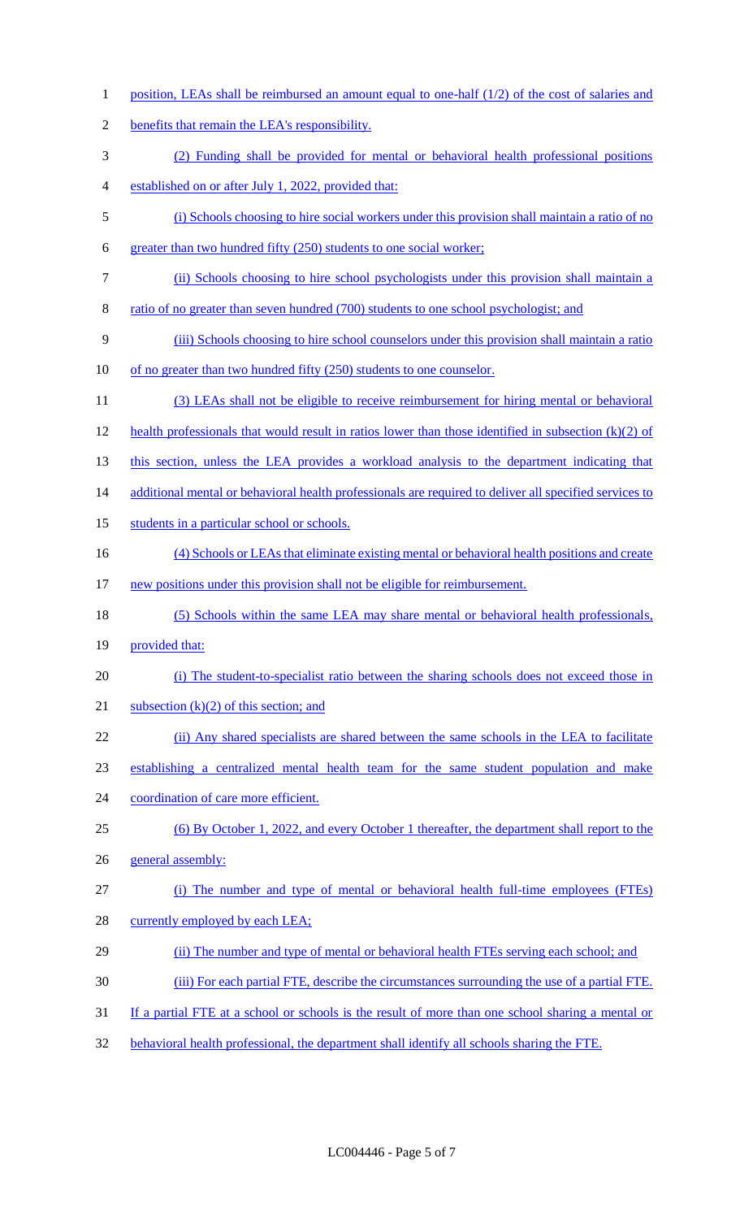position, LEAs shall be reimbursed an amount equal to one-half (1/2) of the cost of salaries and benefits that remain the LEA's responsibility.

(2) Funding shall be provided for mental or behavioral health professional positions established on or after July 1, 2022, provided that:

(i) Schools choosing to hire social workers under this provision shall maintain a ratio of no greater than two hundred fifty (250) students to one social worker;

(ii) Schools choosing to hire school psychologists under this provision shall maintain a ratio of no greater than seven hundred (700) students to one school psychologist; and

(iii) Schools choosing to hire school counselors under this provision shall maintain a ratio of no greater than two hundred fifty (250) students to one counselor.

(3) LEAs shall not be eligible to receive reimbursement for hiring mental or behavioral health professionals that would result in ratios lower than those identified in subsection (k)(2) of this section, unless the LEA provides a workload analysis to the department indicating that additional mental or behavioral health professionals are required to deliver all specified services to students in a particular school or schools.

(4) Schools or LEAs that eliminate existing mental or behavioral health positions and create new positions under this provision shall not be eligible for reimbursement.

(5) Schools within the same LEA may share mental or behavioral health professionals, provided that:

(i) The student-to-specialist ratio between the sharing schools does not exceed those in subsection (k)(2) of this section; and

(ii) Any shared specialists are shared between the same schools in the LEA to facilitate establishing a centralized mental health team for the same student population and make coordination of care more efficient.

(6) By October 1, 2022, and every October 1 thereafter, the department shall report to the general assembly:

(i) The number and type of mental or behavioral health full-time employees (FTEs) currently employed by each LEA;

(ii) The number and type of mental or behavioral health FTEs serving each school; and

(iii) For each partial FTE, describe the circumstances surrounding the use of a partial FTE. If a partial FTE at a school or schools is the result of more than one school sharing a mental or behavioral health professional, the department shall identify all schools sharing the FTE.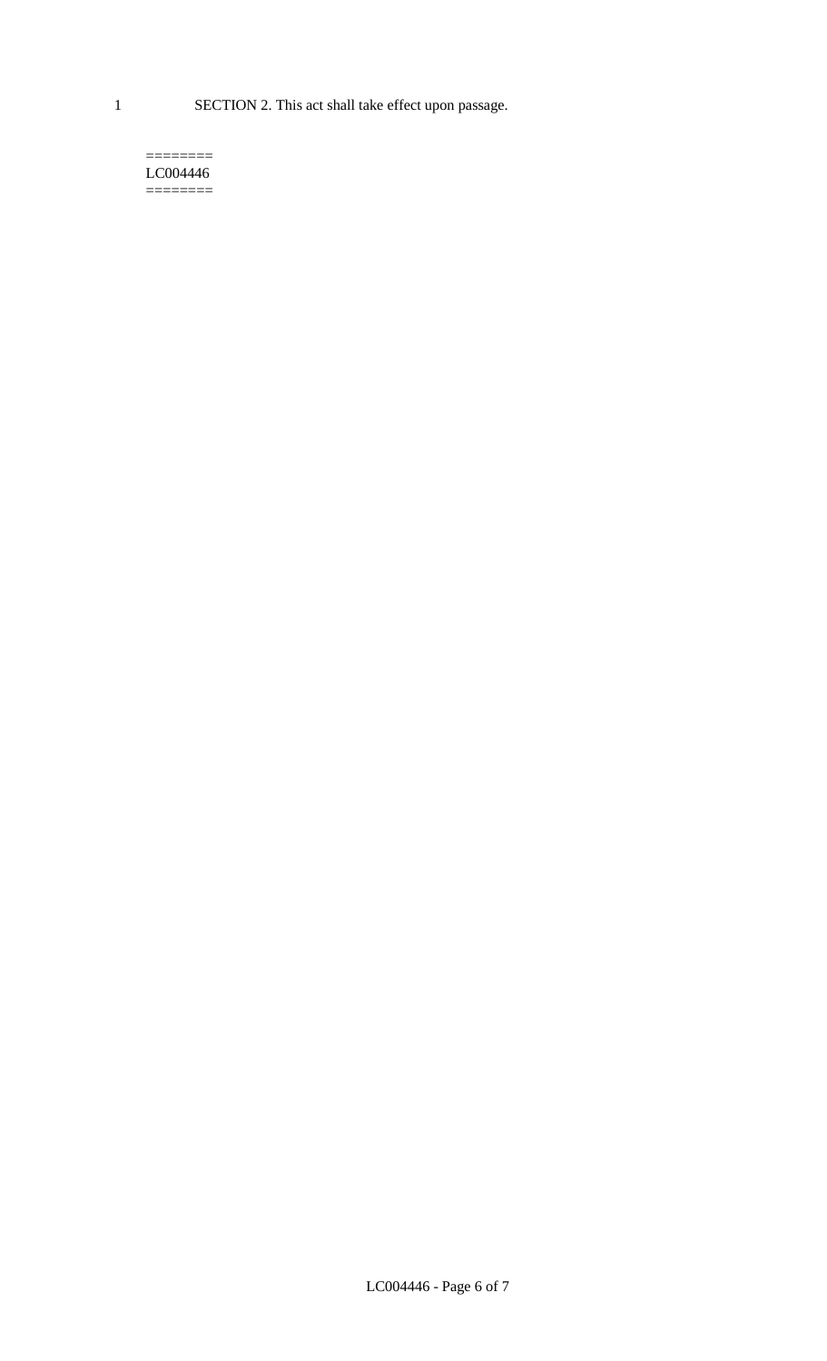SECTION 2. This act shall take effect upon passage.

========
LC004446
========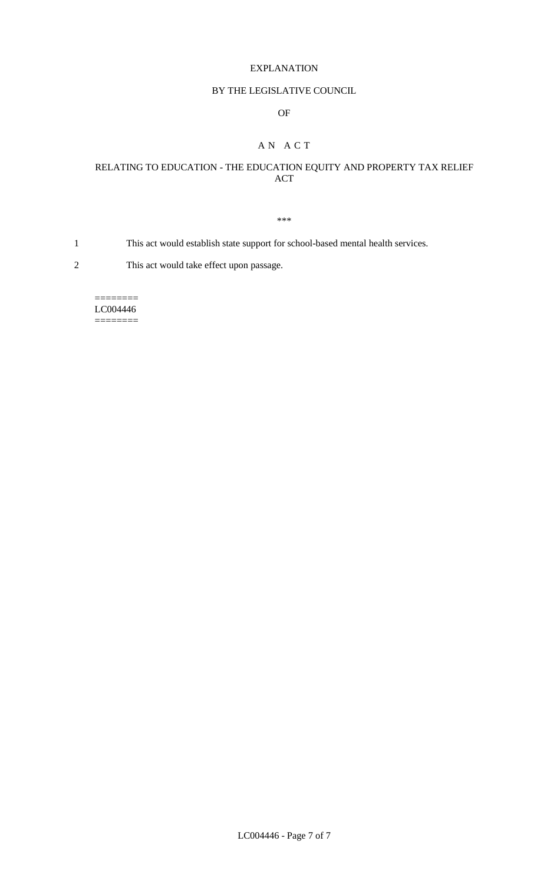EXPLANATION

BY THE LEGISLATIVE COUNCIL

OF

A N A C T

RELATING TO EDUCATION - THE EDUCATION EQUITY AND PROPERTY TAX RELIEF ACT

\*\*\*

1 This act would establish state support for school-based mental health services.

2 This act would take effect upon passage.

========
LC004446
========